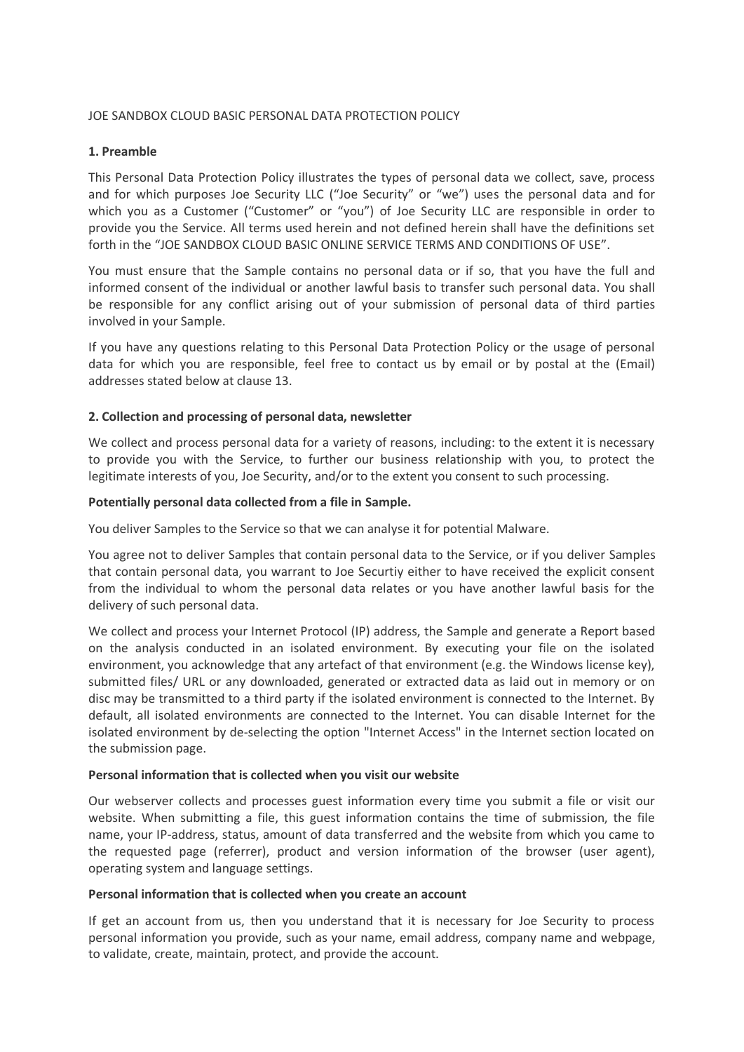# JOE SANDBOX CLOUD BASIC PERSONAL DATA PROTECTION POLICY

## 1. Preamble

This Personal Data Protection Policy illustrates the types of personal data we collect, save, process and for which purposes Joe Security LLC ("Joe Security" or "we") uses the personal data and for which you as a Customer ("Customer" or "you") of Joe Security LLC are responsible in order to provide you the Service. All terms used herein and not defined herein shall have the definitions set forth in the "JOE SANDBOX CLOUD BASIC ONLINE SERVICE TERMS AND CONDITIONS OF USE".

You must ensure that the Sample contains no personal data or if so, that you have the full and informed consent of the individual or another lawful basis to transfer such personal data. You shall be responsible for any conflict arising out of your submission of personal data of third parties involved in your Sample.

If you have any questions relating to this Personal Data Protection Policy or the usage of personal data for which you are responsible, feel free to contact us by email or by postal at the (Email) addresses stated below at clause 13.

## 2. Collection and processing of personal data, newsletter

We collect and process personal data for a variety of reasons, including: to the extent it is necessary to provide you with the Service, to further our business relationship with you, to protect the legitimate interests of you, Joe Security, and/or to the extent you consent to such processing.

### Potentially personal data collected from a file in Sample.

You deliver Samples to the Service so that we can analyse it for potential Malware.

You agree not to deliver Samples that contain personal data to the Service, or if you deliver Samples that contain personal data, you warrant to Joe Securtiy either to have received the explicit consent from the individual to whom the personal data relates or you have another lawful basis for the delivery of such personal data.

We collect and process your Internet Protocol (IP) address, the Sample and generate a Report based on the analysis conducted in an isolated environment. By executing your file on the isolated environment, you acknowledge that any artefact of that environment (e.g. the Windows license key), submitted files/ URL or any downloaded, generated or extracted data as laid out in memory or on disc may be transmitted to a third party if the isolated environment is connected to the Internet. By default, all isolated environments are connected to the Internet. You can disable Internet for the isolated environment by de-selecting the option "Internet Access" in the Internet section located on the submission page.

### Personal information that is collected when you visit our website

Our webserver collects and processes guest information every time you submit a file or visit our website. When submitting a file, this guest information contains the time of submission, the file name, your IP-address, status, amount of data transferred and the website from which you came to the requested page (referrer), product and version information of the browser (user agent), operating system and language settings.

### Personal information that is collected when you create an account

If get an account from us, then you understand that it is necessary for Joe Security to process personal information you provide, such as your name, email address, company name and webpage, to validate, create, maintain, protect, and provide the account.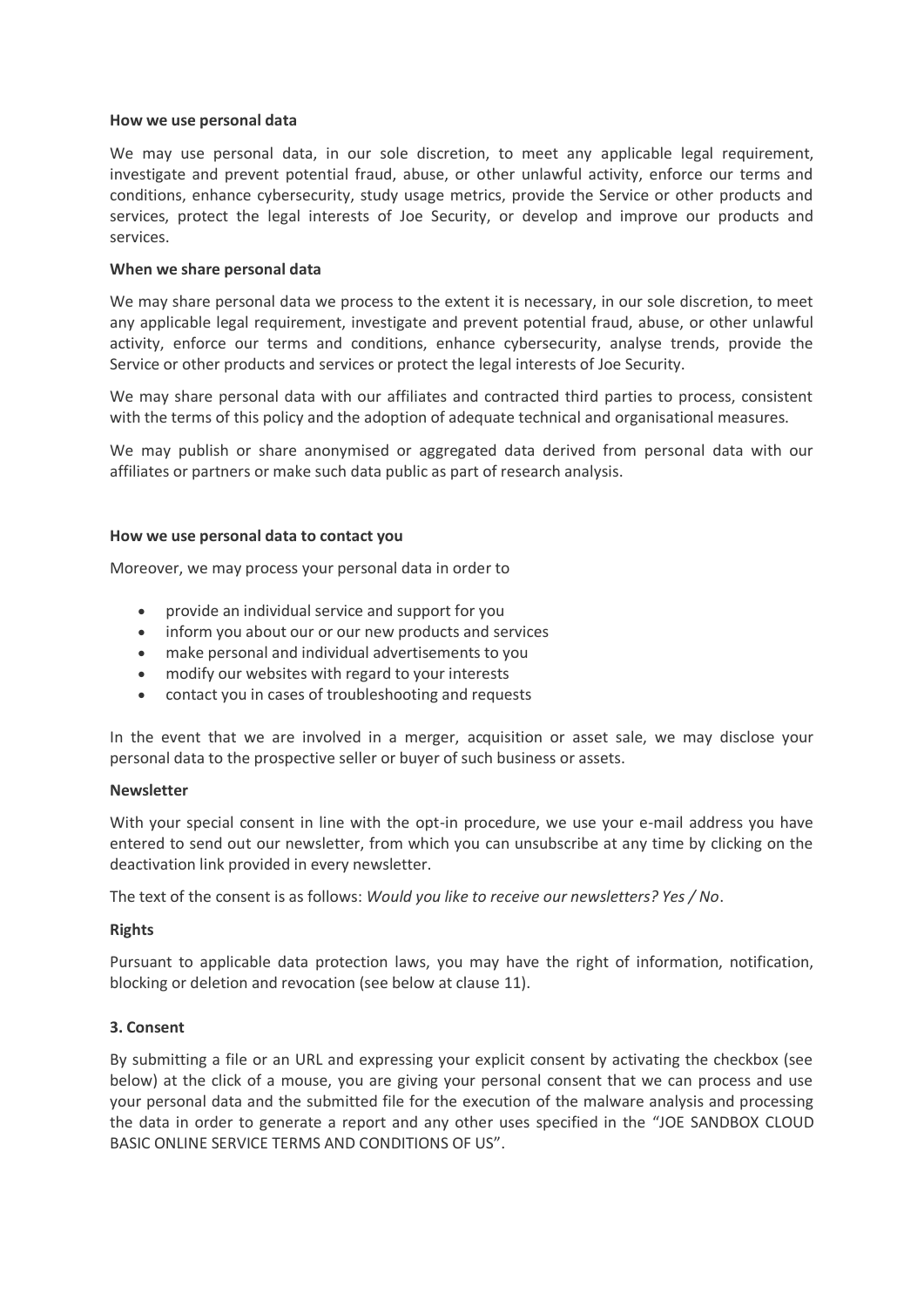**How we use personal data**

We may use personal data, in our sole discretion, to meet any applicable legal requirement, investigate and prevent potential fraud, abuse, or other unlawful activity, enforce our terms and conditions, enhance cybersecurity, study usage metrics, provide the Service or other products and services, protect the legal interests of Joe Security, or develop and improve our products and services.

**When we share personal data**

We may share personal data we process to the extent it is necessary, in our sole discretion, to meet any applicable legal requirement, investigate and prevent potential fraud, abuse, or other unlawful activity, enforce our terms and conditions, enhance cybersecurity, analyse trends, provide the Service or other products and services or protect the legal interests of Joe Security.

We may share personal data with our affiliates and contracted third parties to process, consistent with the terms of this policy and the adoption of adequate technical and organisational measures.

We may publish or share anonymised or aggregated data derived from personal data with our affiliates or partners or make such data public as part of research analysis.

**How we use personal data to contact you**

Moreover, we may process your personal data in order to

- provide an individual service and support for you
- inform you about our or our new products and services
- make personal and individual advertisements to you
- modify our websites with regard to your interests
- contact you in cases of troubleshooting and requests

In the event that we are involved in a merger, acquisition or asset sale, we may disclose your personal data to the prospective seller or buyer of such business or assets.

**Newsletter**

With your special consent in line with the opt-in procedure, we use your e-mail address you have entered to send out our newsletter, from which you can unsubscribe at any time by clicking on the deactivation link provided in every newsletter.

The text of the consent is as follows: *Would you like to receive our newsletters? Yes / No*.

**Rights**

Pursuant to applicable data protection laws, you may have the right of information, notification, blocking or deletion and revocation (see below at clause 11).

**3. Consent**

By submitting a file or an URL and expressing your explicit consent by activating the checkbox (see below) at the click of a mouse, you are giving your personal consent that we can process and use your personal data and the submitted file for the execution of the malware analysis and processing the data in order to generate a report and any other uses specified in the "JOE SANDBOX CLOUD BASIC ONLINE SERVICE TERMS AND CONDITIONS OF US".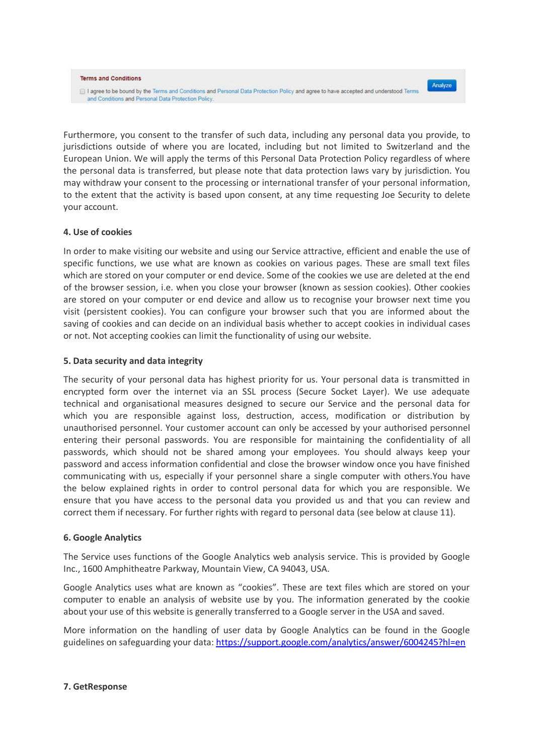**Terms and Conditions**

☐ I agree to be bound by the Terms and Conditions and Personal Data Protection Policy and agree to have accepted and understood Terms and Conditions and Personal Data Protection Policy. Analyze

Furthermore, you consent to the transfer of such data, including any personal data you provide, to jurisdictions outside of where you are located, including but not limited to Switzerland and the European Union. We will apply the terms of this Personal Data Protection Policy regardless of where the personal data is transferred, but please note that data protection laws vary by jurisdiction. You may withdraw your consent to the processing or international transfer of your personal information, to the extent that the activity is based upon consent, at any time requesting Joe Security to delete your account.

**4. Use of cookies**

In order to make visiting our website and using our Service attractive, efficient and enable the use of specific functions, we use what are known as cookies on various pages. These are small text files which are stored on your computer or end device. Some of the cookies we use are deleted at the end of the browser session, i.e. when you close your browser (known as session cookies). Other cookies are stored on your computer or end device and allow us to recognise your browser next time you visit (persistent cookies). You can configure your browser such that you are informed about the saving of cookies and can decide on an individual basis whether to accept cookies in individual cases or not. Not accepting cookies can limit the functionality of using our website.

**5. Data security and data integrity**

The security of your personal data has highest priority for us. Your personal data is transmitted in encrypted form over the internet via an SSL process (Secure Socket Layer). We use adequate technical and organisational measures designed to secure our Service and the personal data for which you are responsible against loss, destruction, access, modification or distribution by unauthorised personnel. Your customer account can only be accessed by your authorised personnel entering their personal passwords. You are responsible for maintaining the confidentiality of all passwords, which should not be shared among your employees. You should always keep your password and access information confidential and close the browser window once you have finished communicating with us, especially if your personnel share a single computer with others.You have the below explained rights in order to control personal data for which you are responsible. We ensure that you have access to the personal data you provided us and that you can review and correct them if necessary. For further rights with regard to personal data (see below at clause 11).

**6. Google Analytics**

The Service uses functions of the Google Analytics web analysis service. This is provided by Google Inc., 1600 Amphitheatre Parkway, Mountain View, CA 94043, USA.

Google Analytics uses what are known as "cookies". These are text files which are stored on your computer to enable an analysis of website use by you. The information generated by the cookie about your use of this website is generally transferred to a Google server in the USA and saved.

More information on the handling of user data by Google Analytics can be found in the Google guidelines on safeguarding your data: https://support.google.com/analytics/answer/6004245?hl=en

**7. GetResponse**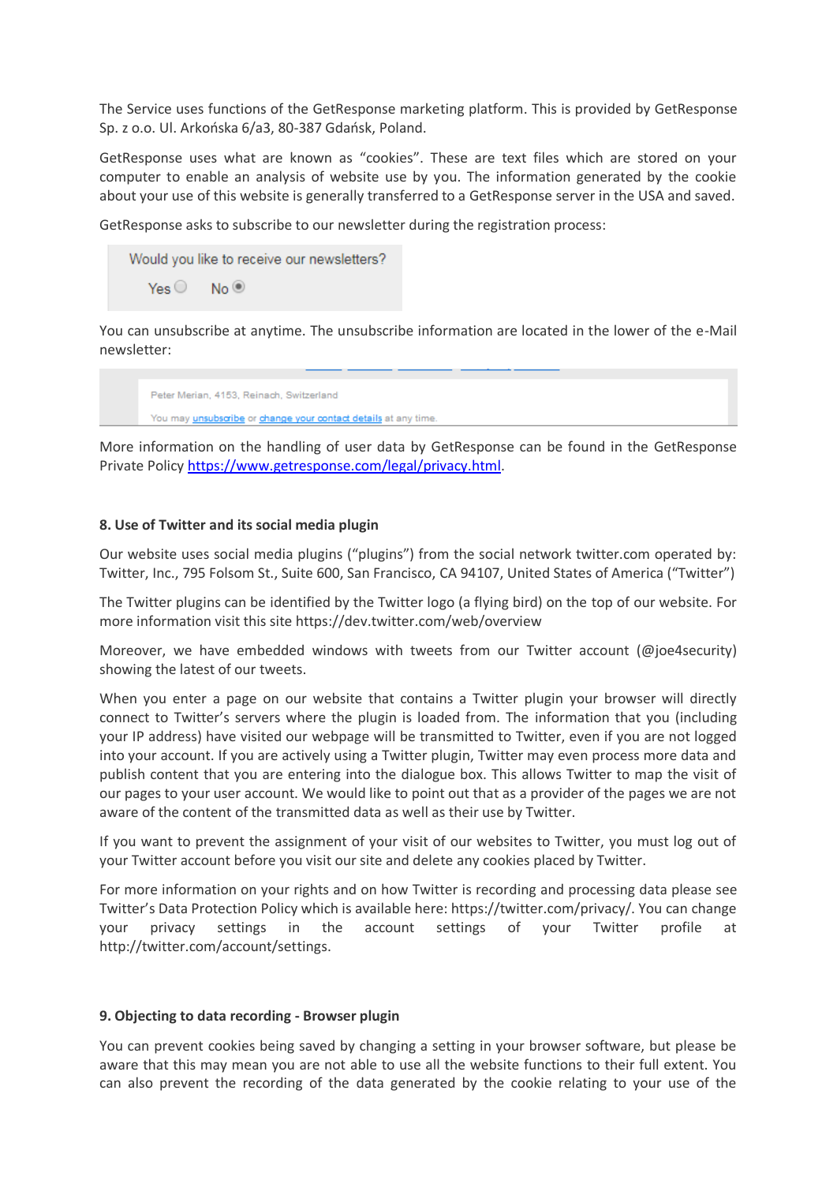The Service uses functions of the GetResponse marketing platform. This is provided by GetResponse Sp. z o.o. Ul. Arkońska 6/a3, 80-387 Gdańsk, Poland.

GetResponse uses what are known as "cookies". These are text files which are stored on your computer to enable an analysis of website use by you. The information generated by the cookie about your use of this website is generally transferred to a GetResponse server in the USA and saved.

GetResponse asks to subscribe to our newsletter during the registration process:

Would you like to receive our newsletters?

Yes ○ No ◉

You can unsubscribe at anytime. The unsubscribe information are located in the lower of the e-Mail newsletter:

Peter Merian, 4153, Reinach, Switzerland

You may unsubscribe or change your contact details at any time.

More information on the handling of user data by GetResponse can be found in the GetResponse Private Policy https://www.getresponse.com/legal/privacy.html.

**8. Use of Twitter and its social media plugin**

Our website uses social media plugins ("plugins") from the social network twitter.com operated by: Twitter, Inc., 795 Folsom St., Suite 600, San Francisco, CA 94107, United States of America ("Twitter")

The Twitter plugins can be identified by the Twitter logo (a flying bird) on the top of our website. For more information visit this site https://dev.twitter.com/web/overview

Moreover, we have embedded windows with tweets from our Twitter account (@joe4security) showing the latest of our tweets.

When you enter a page on our website that contains a Twitter plugin your browser will directly connect to Twitter's servers where the plugin is loaded from. The information that you (including your IP address) have visited our webpage will be transmitted to Twitter, even if you are not logged into your account. If you are actively using a Twitter plugin, Twitter may even process more data and publish content that you are entering into the dialogue box. This allows Twitter to map the visit of our pages to your user account. We would like to point out that as a provider of the pages we are not aware of the content of the transmitted data as well as their use by Twitter.

If you want to prevent the assignment of your visit of our websites to Twitter, you must log out of your Twitter account before you visit our site and delete any cookies placed by Twitter.

For more information on your rights and on how Twitter is recording and processing data please see Twitter's Data Protection Policy which is available here: https://twitter.com/privacy/. You can change your privacy settings in the account settings of your Twitter profile at http://twitter.com/account/settings.

**9. Objecting to data recording - Browser plugin**

You can prevent cookies being saved by changing a setting in your browser software, but please be aware that this may mean you are not able to use all the website functions to their full extent. You can also prevent the recording of the data generated by the cookie relating to your use of the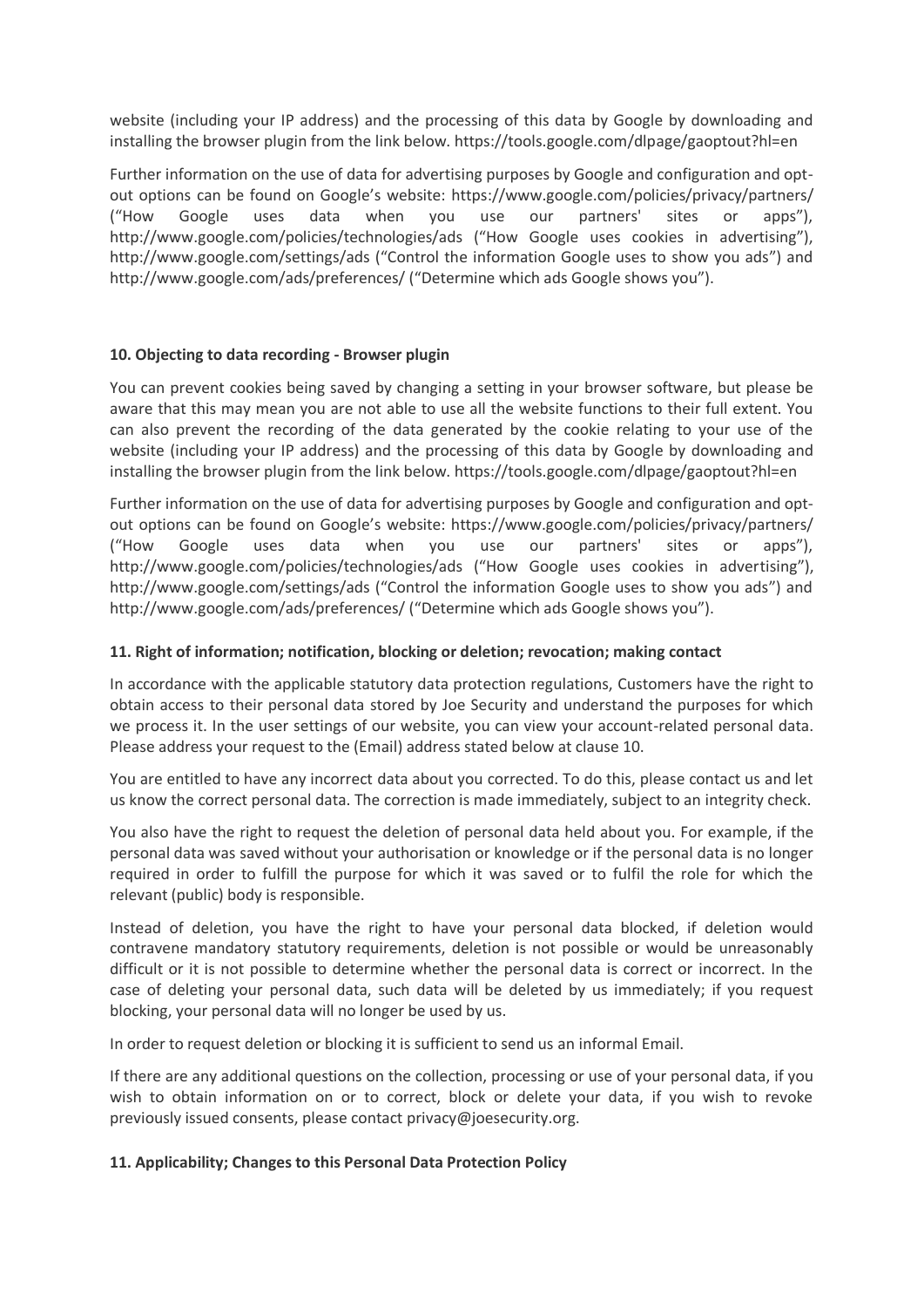website (including your IP address) and the processing of this data by Google by downloading and installing the browser plugin from the link below. https://tools.google.com/dlpage/gaoptout?hl=en

Further information on the use of data for advertising purposes by Google and configuration and opt-out options can be found on Google's website: https://www.google.com/policies/privacy/partners/ ("How Google uses data when you use our partners' sites or apps"), http://www.google.com/policies/technologies/ads ("How Google uses cookies in advertising"), http://www.google.com/settings/ads ("Control the information Google uses to show you ads") and http://www.google.com/ads/preferences/ ("Determine which ads Google shows you").

**10. Objecting to data recording - Browser plugin**

You can prevent cookies being saved by changing a setting in your browser software, but please be aware that this may mean you are not able to use all the website functions to their full extent. You can also prevent the recording of the data generated by the cookie relating to your use of the website (including your IP address) and the processing of this data by Google by downloading and installing the browser plugin from the link below. https://tools.google.com/dlpage/gaoptout?hl=en

Further information on the use of data for advertising purposes by Google and configuration and opt-out options can be found on Google's website: https://www.google.com/policies/privacy/partners/ ("How Google uses data when you use our partners' sites or apps"), http://www.google.com/policies/technologies/ads ("How Google uses cookies in advertising"), http://www.google.com/settings/ads ("Control the information Google uses to show you ads") and http://www.google.com/ads/preferences/ ("Determine which ads Google shows you").

**11. Right of information; notification, blocking or deletion; revocation; making contact**

In accordance with the applicable statutory data protection regulations, Customers have the right to obtain access to their personal data stored by Joe Security and understand the purposes for which we process it. In the user settings of our website, you can view your account-related personal data. Please address your request to the (Email) address stated below at clause 10.

You are entitled to have any incorrect data about you corrected. To do this, please contact us and let us know the correct personal data. The correction is made immediately, subject to an integrity check.

You also have the right to request the deletion of personal data held about you. For example, if the personal data was saved without your authorisation or knowledge or if the personal data is no longer required in order to fulfill the purpose for which it was saved or to fulfil the role for which the relevant (public) body is responsible.

Instead of deletion, you have the right to have your personal data blocked, if deletion would contravene mandatory statutory requirements, deletion is not possible or would be unreasonably difficult or it is not possible to determine whether the personal data is correct or incorrect. In the case of deleting your personal data, such data will be deleted by us immediately; if you request blocking, your personal data will no longer be used by us.

In order to request deletion or blocking it is sufficient to send us an informal Email.

If there are any additional questions on the collection, processing or use of your personal data, if you wish to obtain information on or to correct, block or delete your data, if you wish to revoke previously issued consents, please contact privacy@joesecurity.org.

**11. Applicability; Changes to this Personal Data Protection Policy**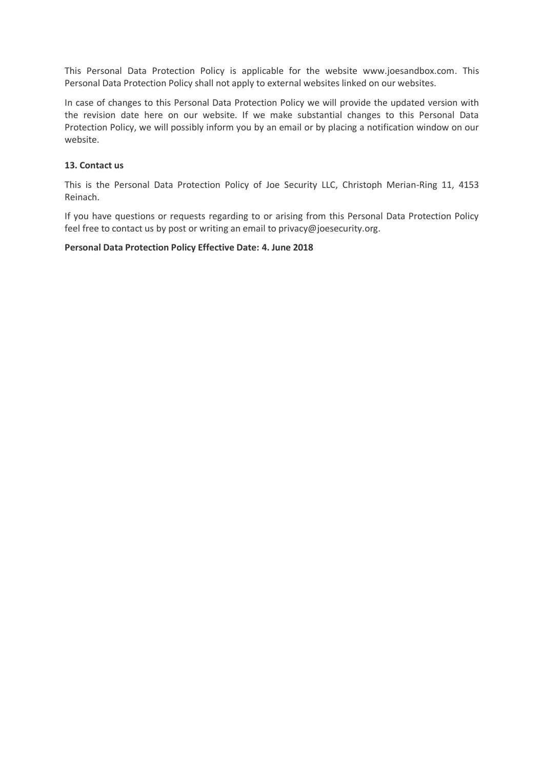This Personal Data Protection Policy is applicable for the website www.joesandbox.com. This Personal Data Protection Policy shall not apply to external websites linked on our websites.

In case of changes to this Personal Data Protection Policy we will provide the updated version with the revision date here on our website. If we make substantial changes to this Personal Data Protection Policy, we will possibly inform you by an email or by placing a notification window on our website.

**13. Contact us**

This is the Personal Data Protection Policy of Joe Security LLC, Christoph Merian-Ring 11, 4153 Reinach.

If you have questions or requests regarding to or arising from this Personal Data Protection Policy feel free to contact us by post or writing an email to privacy@joesecurity.org.

**Personal Data Protection Policy Effective Date: 4. June 2018**